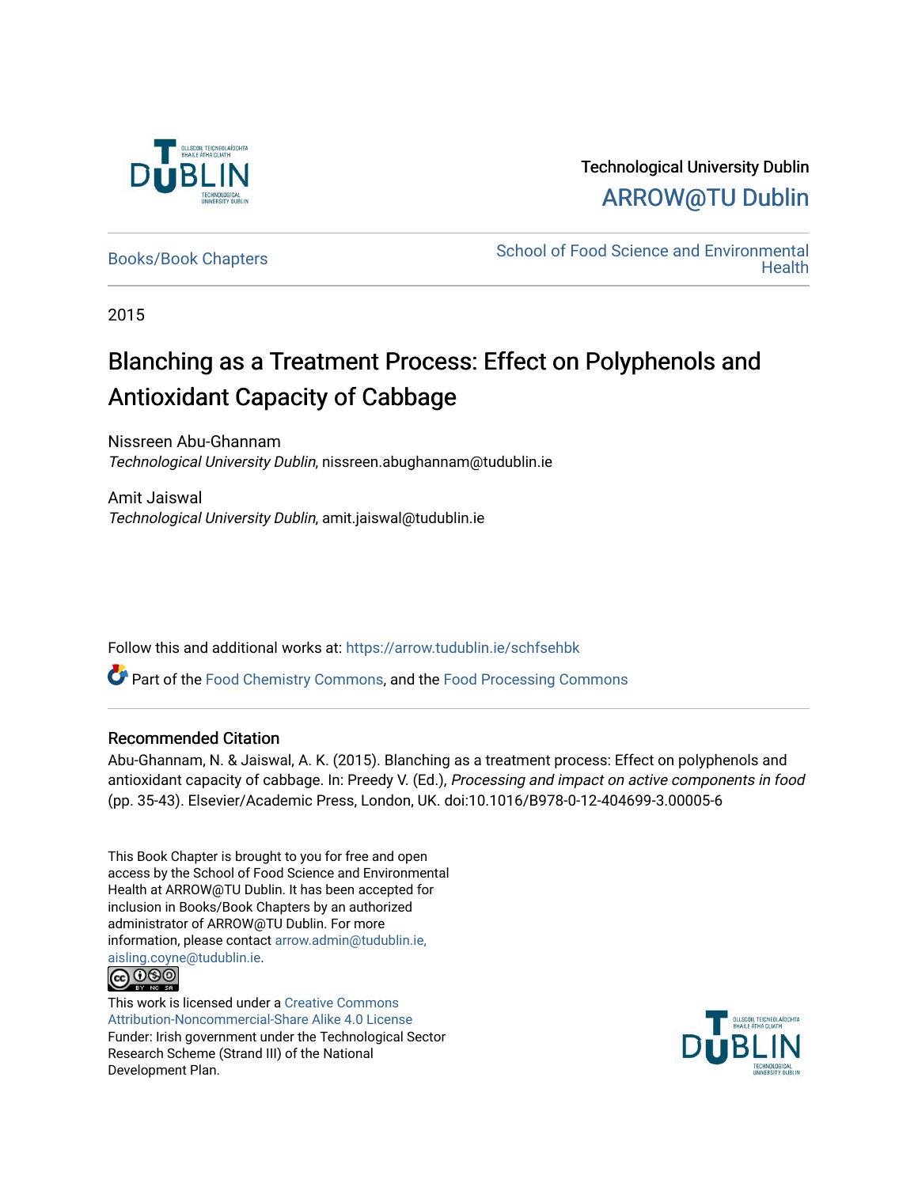Technological University Dublin

ARROW@TU Dublin

Books/Book Chapters

School of Food Science and Environmental Health

2015

# Blanching as a Treatment Process: Effect on Polyphenols and Antioxidant Capacity of Cabbage

Nissreen Abu-Ghannam
*Technological University Dublin*, nissreen.abughannam@tudublin.ie

Amit Jaiswal
*Technological University Dublin*, amit.jaiswal@tudublin.ie

Follow this and additional works at: https://arrow.tudublin.ie/schfsehbk

Part of the Food Chemistry Commons, and the Food Processing Commons

## Recommended Citation

Abu-Ghannam, N. & Jaiswal, A. K. (2015). Blanching as a treatment process: Effect on polyphenols and antioxidant capacity of cabbage. In: Preedy V. (Ed.), *Processing and impact on active components in food* (pp. 35-43). Elsevier/Academic Press, London, UK. doi:10.1016/B978-0-12-404699-3.00005-6

This Book Chapter is brought to you for free and open access by the School of Food Science and Environmental Health at ARROW@TU Dublin. It has been accepted for inclusion in Books/Book Chapters by an authorized administrator of ARROW@TU Dublin. For more information, please contact arrow.admin@tudublin.ie, aisling.coyne@tudublin.ie.

This work is licensed under a Creative Commons Attribution-Noncommercial-Share Alike 4.0 License
Funder: Irish government under the Technological Sector Research Scheme (Strand III) of the National Development Plan.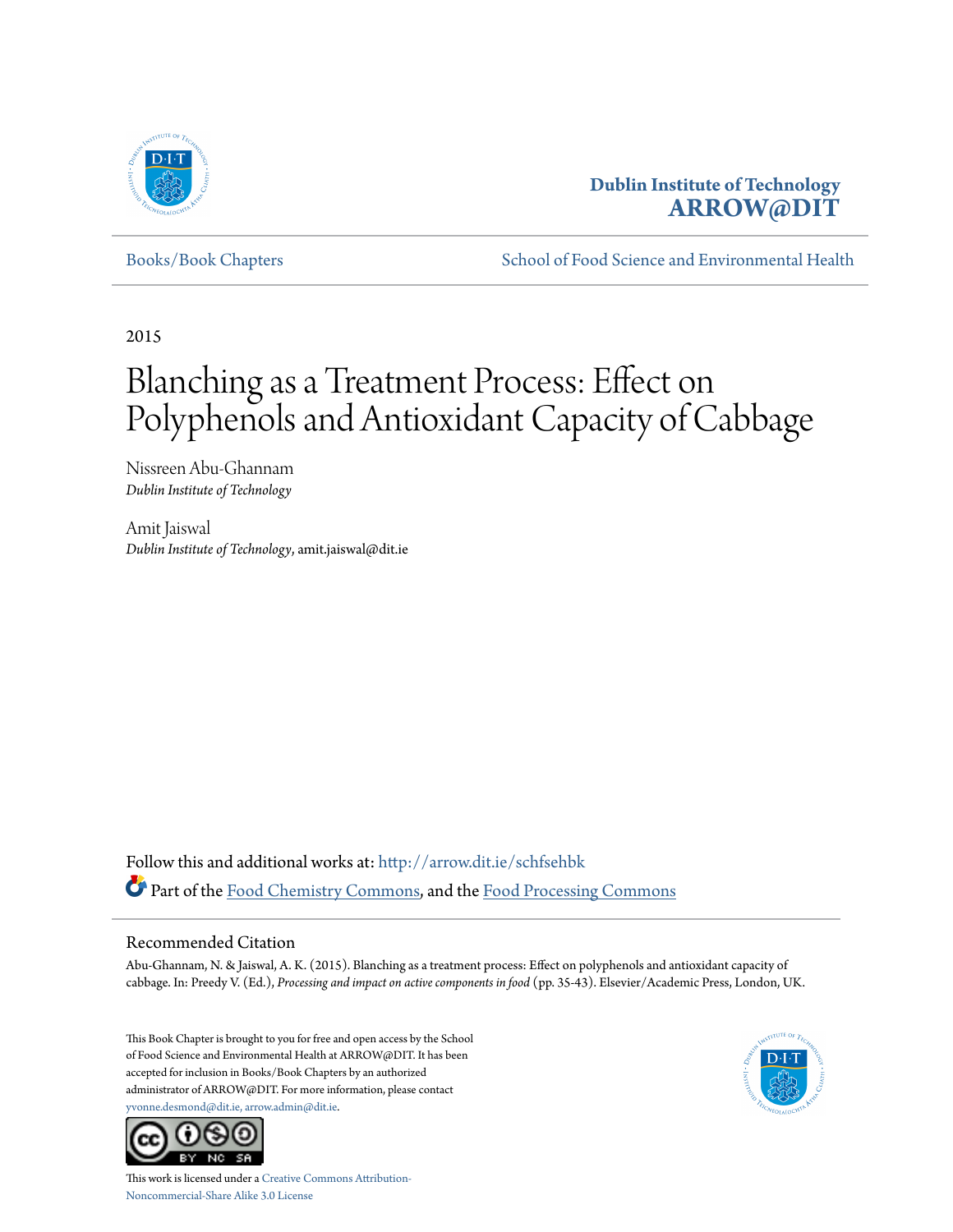Dublin Institute of Technology
**ARROW@DIT**

Books/Book Chapters

School of Food Science and Environmental Health

2015

# Blanching as a Treatment Process: Effect on Polyphenols and Antioxidant Capacity of Cabbage

Nissreen Abu-Ghannam
*Dublin Institute of Technology*

Amit Jaiswal
*Dublin Institute of Technology*, amit.jaiswal@dit.ie

Follow this and additional works at: http://arrow.dit.ie/schfsehbk

Part of the Food Chemistry Commons, and the Food Processing Commons

## Recommended Citation

Abu-Ghannam, N. & Jaiswal, A. K. (2015). Blanching as a treatment process: Effect on polyphenols and antioxidant capacity of cabbage. In: Preedy V. (Ed.), *Processing and impact on active components in food* (pp. 35-43). Elsevier/Academic Press, London, UK.

This Book Chapter is brought to you for free and open access by the School of Food Science and Environmental Health at ARROW@DIT. It has been accepted for inclusion in Books/Book Chapters by an authorized administrator of ARROW@DIT. For more information, please contact yvonne.desmond@dit.ie, arrow.admin@dit.ie.

This work is licensed under a Creative Commons Attribution-Noncommercial-Share Alike 3.0 License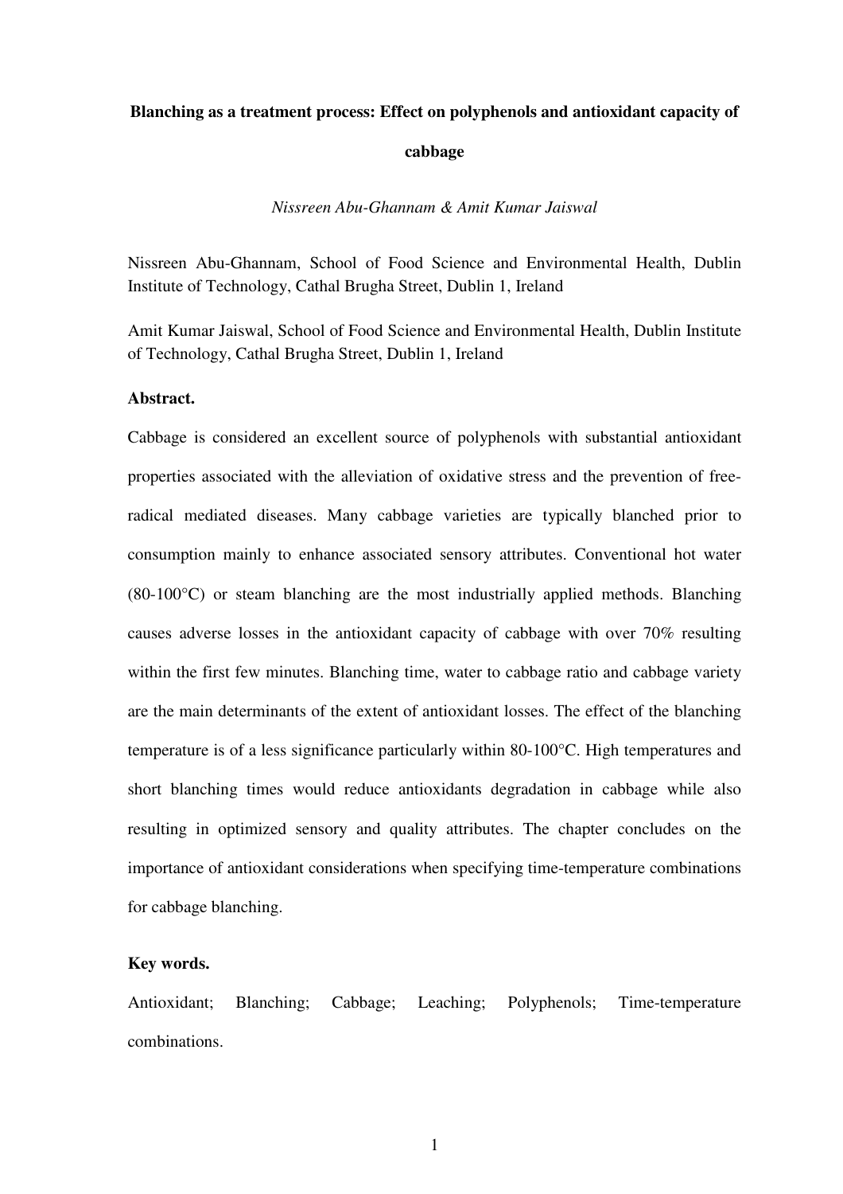# Blanching as a treatment process: Effect on polyphenols and antioxidant capacity of cabbage

*Nissreen Abu-Ghannam & Amit Kumar Jaiswal*

Nissreen Abu-Ghannam, School of Food Science and Environmental Health, Dublin Institute of Technology, Cathal Brugha Street, Dublin 1, Ireland

Amit Kumar Jaiswal, School of Food Science and Environmental Health, Dublin Institute of Technology, Cathal Brugha Street, Dublin 1, Ireland

**Abstract.**

Cabbage is considered an excellent source of polyphenols with substantial antioxidant properties associated with the alleviation of oxidative stress and the prevention of free-radical mediated diseases. Many cabbage varieties are typically blanched prior to consumption mainly to enhance associated sensory attributes. Conventional hot water (80-100°C) or steam blanching are the most industrially applied methods. Blanching causes adverse losses in the antioxidant capacity of cabbage with over 70% resulting within the first few minutes. Blanching time, water to cabbage ratio and cabbage variety are the main determinants of the extent of antioxidant losses. The effect of the blanching temperature is of a less significance particularly within 80-100°C. High temperatures and short blanching times would reduce antioxidants degradation in cabbage while also resulting in optimized sensory and quality attributes. The chapter concludes on the importance of antioxidant considerations when specifying time-temperature combinations for cabbage blanching.

**Key words.**

Antioxidant; Blanching; Cabbage; Leaching; Polyphenols; Time-temperature combinations.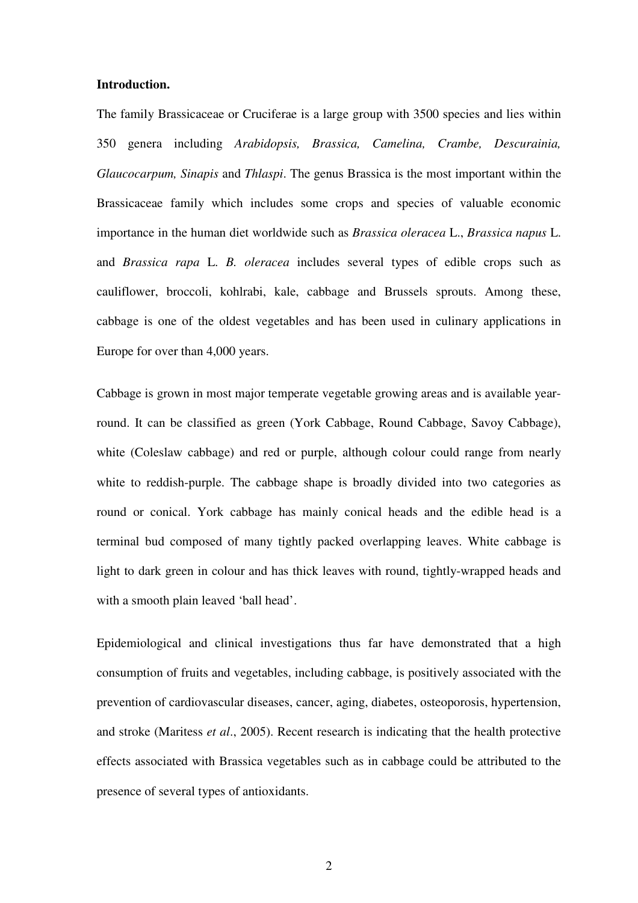**Introduction.**

The family Brassicaceae or Cruciferae is a large group with 3500 species and lies within 350 genera including *Arabidopsis, Brassica, Camelina, Crambe, Descurainia, Glaucocarpum, Sinapis* and *Thlaspi*. The genus Brassica is the most important within the Brassicaceae family which includes some crops and species of valuable economic importance in the human diet worldwide such as *Brassica oleracea* L., *Brassica napus* L. and *Brassica rapa* L. *B. oleracea* includes several types of edible crops such as cauliflower, broccoli, kohlrabi, kale, cabbage and Brussels sprouts. Among these, cabbage is one of the oldest vegetables and has been used in culinary applications in Europe for over than 4,000 years.

Cabbage is grown in most major temperate vegetable growing areas and is available year-round. It can be classified as green (York Cabbage, Round Cabbage, Savoy Cabbage), white (Coleslaw cabbage) and red or purple, although colour could range from nearly white to reddish-purple. The cabbage shape is broadly divided into two categories as round or conical. York cabbage has mainly conical heads and the edible head is a terminal bud composed of many tightly packed overlapping leaves. White cabbage is light to dark green in colour and has thick leaves with round, tightly-wrapped heads and with a smooth plain leaved 'ball head'.

Epidemiological and clinical investigations thus far have demonstrated that a high consumption of fruits and vegetables, including cabbage, is positively associated with the prevention of cardiovascular diseases, cancer, aging, diabetes, osteoporosis, hypertension, and stroke (Maritess *et al*., 2005). Recent research is indicating that the health protective effects associated with Brassica vegetables such as in cabbage could be attributed to the presence of several types of antioxidants.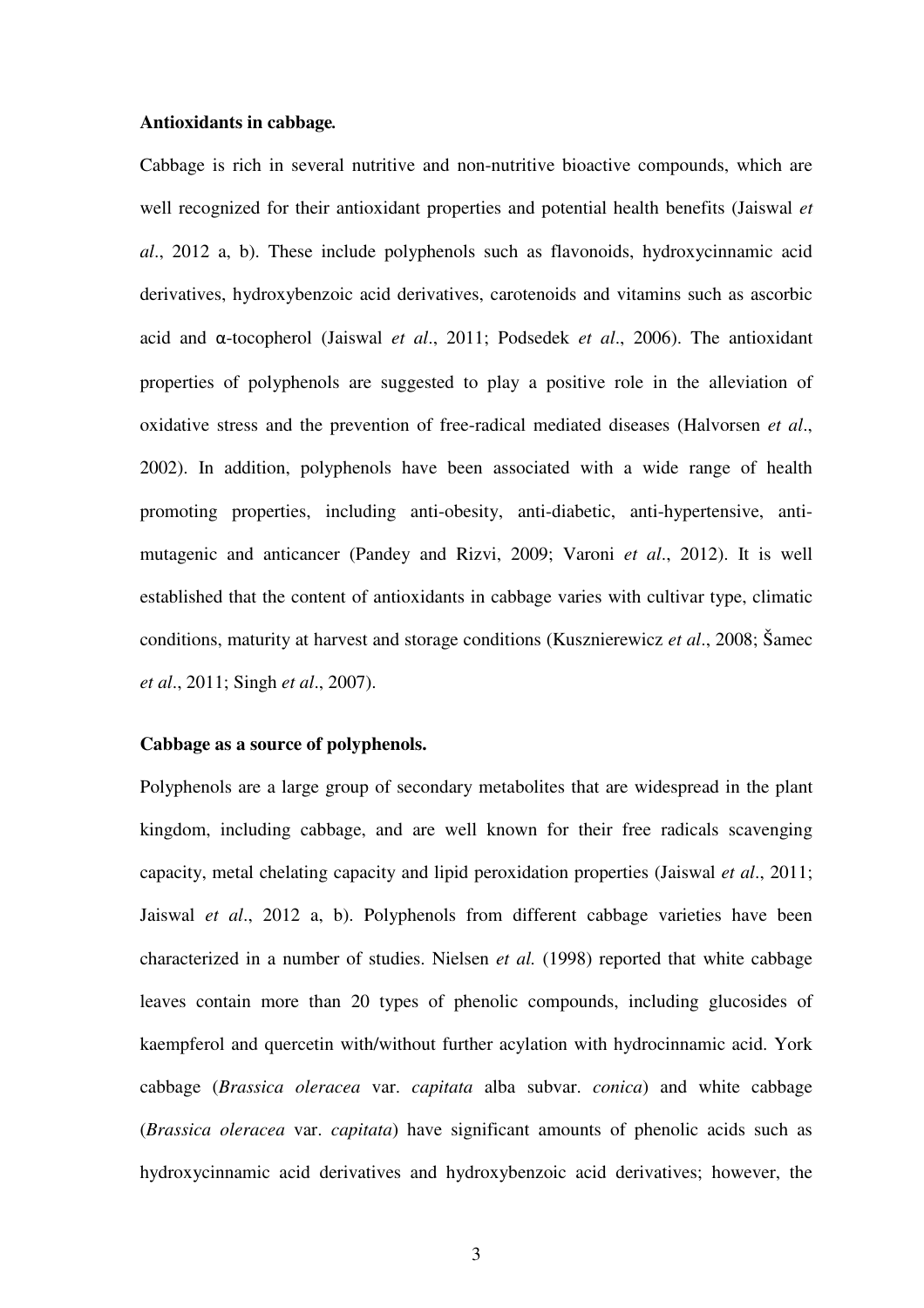**Antioxidants in cabbage.**

Cabbage is rich in several nutritive and non-nutritive bioactive compounds, which are well recognized for their antioxidant properties and potential health benefits (Jaiswal *et al*., 2012 a, b). These include polyphenols such as flavonoids, hydroxycinnamic acid derivatives, hydroxybenzoic acid derivatives, carotenoids and vitamins such as ascorbic acid and α-tocopherol (Jaiswal *et al*., 2011; Podsedek *et al*., 2006). The antioxidant properties of polyphenols are suggested to play a positive role in the alleviation of oxidative stress and the prevention of free-radical mediated diseases (Halvorsen *et al*., 2002). In addition, polyphenols have been associated with a wide range of health promoting properties, including anti-obesity, anti-diabetic, anti-hypertensive, anti-mutagenic and anticancer (Pandey and Rizvi, 2009; Varoni *et al*., 2012). It is well established that the content of antioxidants in cabbage varies with cultivar type, climatic conditions, maturity at harvest and storage conditions (Kusznierewicz *et al*., 2008; Šamec *et al*., 2011; Singh *et al*., 2007).

**Cabbage as a source of polyphenols.**

Polyphenols are a large group of secondary metabolites that are widespread in the plant kingdom, including cabbage, and are well known for their free radicals scavenging capacity, metal chelating capacity and lipid peroxidation properties (Jaiswal *et al*., 2011; Jaiswal *et al*., 2012 a, b). Polyphenols from different cabbage varieties have been characterized in a number of studies. Nielsen *et al.* (1998) reported that white cabbage leaves contain more than 20 types of phenolic compounds, including glucosides of kaempferol and quercetin with/without further acylation with hydrocinnamic acid. York cabbage (*Brassica oleracea* var. *capitata* alba subvar. *conica*) and white cabbage (*Brassica oleracea* var. *capitata*) have significant amounts of phenolic acids such as hydroxycinnamic acid derivatives and hydroxybenzoic acid derivatives; however, the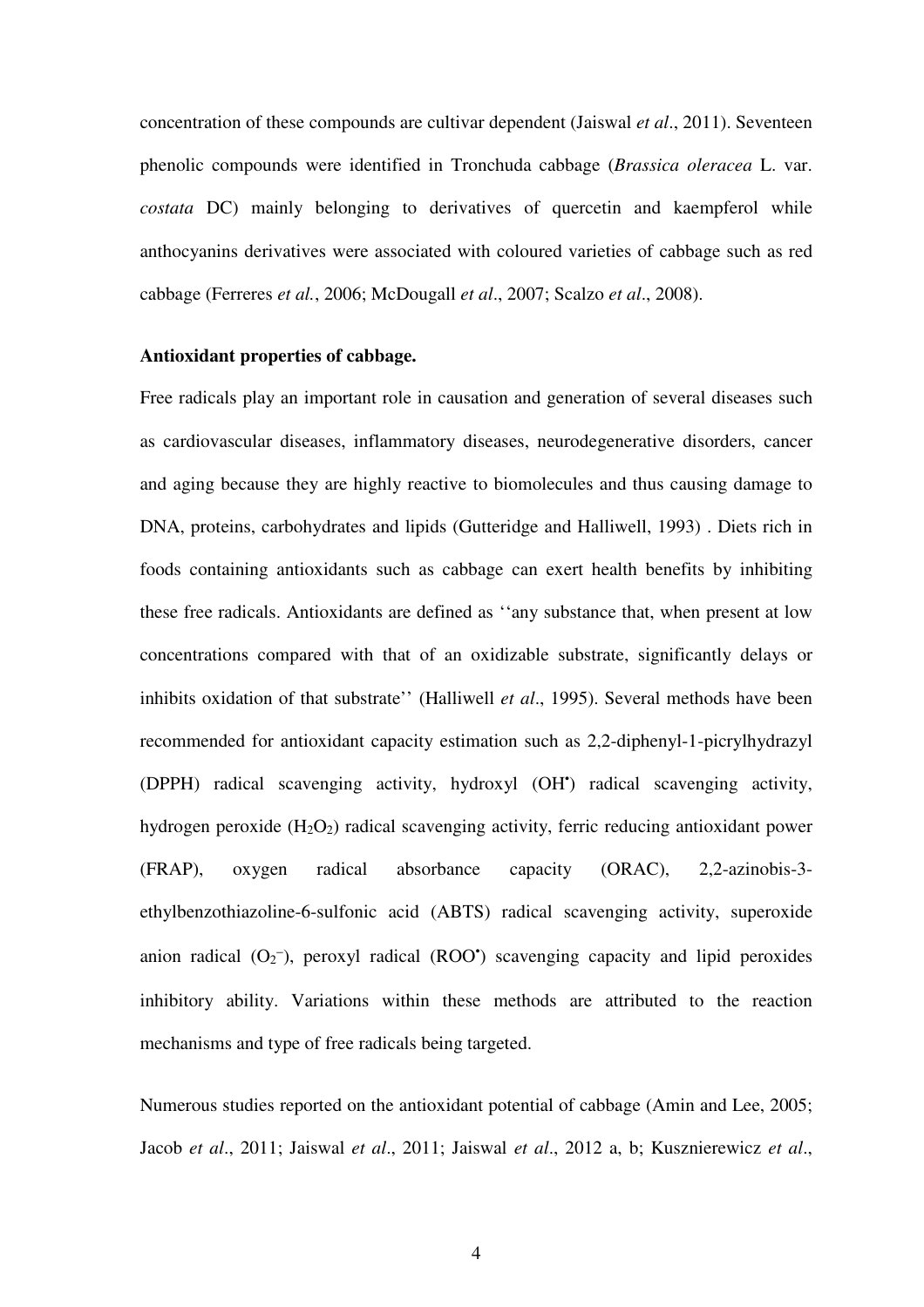concentration of these compounds are cultivar dependent (Jaiswal *et al*., 2011). Seventeen phenolic compounds were identified in Tronchuda cabbage (*Brassica oleracea* L. var. *costata* DC) mainly belonging to derivatives of quercetin and kaempferol while anthocyanins derivatives were associated with coloured varieties of cabbage such as red cabbage (Ferreres *et al.*, 2006; McDougall *et al*., 2007; Scalzo *et al*., 2008).

**Antioxidant properties of cabbage.**

Free radicals play an important role in causation and generation of several diseases such as cardiovascular diseases, inflammatory diseases, neurodegenerative disorders, cancer and aging because they are highly reactive to biomolecules and thus causing damage to DNA, proteins, carbohydrates and lipids (Gutteridge and Halliwell, 1993) . Diets rich in foods containing antioxidants such as cabbage can exert health benefits by inhibiting these free radicals. Antioxidants are defined as ''any substance that, when present at low concentrations compared with that of an oxidizable substrate, significantly delays or inhibits oxidation of that substrate'' (Halliwell *et al*., 1995). Several methods have been recommended for antioxidant capacity estimation such as 2,2-diphenyl-1-picrylhydrazyl (DPPH) radical scavenging activity, hydroxyl ($OH^\bullet$) radical scavenging activity, hydrogen peroxide ($H_2O_2$) radical scavenging activity, ferric reducing antioxidant power (FRAP), oxygen radical absorbance capacity (ORAC), 2,2-azinobis-3-ethylbenzothiazoline-6-sulfonic acid (ABTS) radical scavenging activity, superoxide anion radical ($O_2^-$), peroxyl radical ($ROO^\bullet$) scavenging capacity and lipid peroxides inhibitory ability. Variations within these methods are attributed to the reaction mechanisms and type of free radicals being targeted.

Numerous studies reported on the antioxidant potential of cabbage (Amin and Lee, 2005; Jacob *et al*., 2011; Jaiswal *et al*., 2011; Jaiswal *et al*., 2012 a, b; Kusznierewicz *et al*.,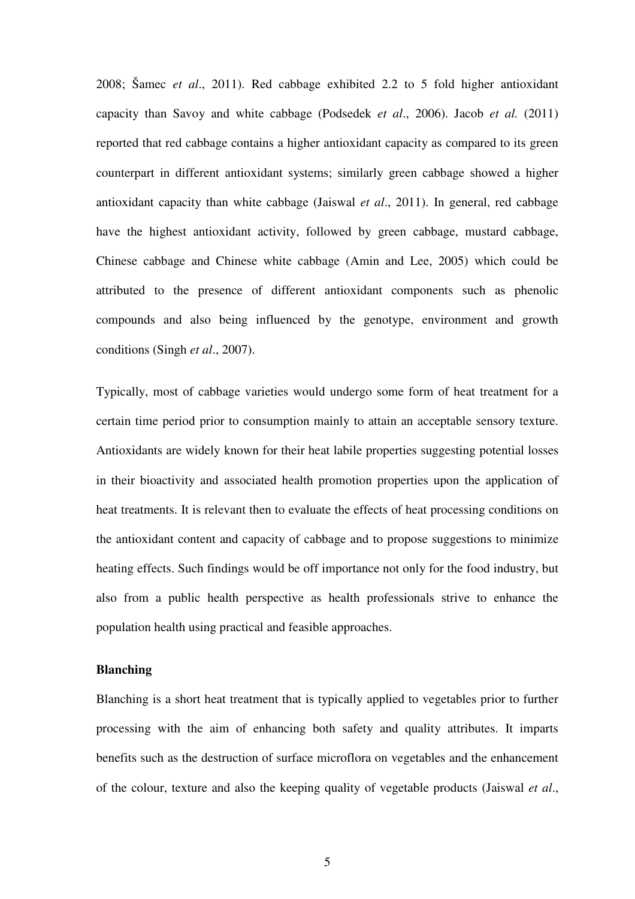2008; Šamec *et al*., 2011). Red cabbage exhibited 2.2 to 5 fold higher antioxidant capacity than Savoy and white cabbage (Podsedek *et al*., 2006). Jacob *et al.* (2011) reported that red cabbage contains a higher antioxidant capacity as compared to its green counterpart in different antioxidant systems; similarly green cabbage showed a higher antioxidant capacity than white cabbage (Jaiswal *et al*., 2011). In general, red cabbage have the highest antioxidant activity, followed by green cabbage, mustard cabbage, Chinese cabbage and Chinese white cabbage (Amin and Lee, 2005) which could be attributed to the presence of different antioxidant components such as phenolic compounds and also being influenced by the genotype, environment and growth conditions (Singh *et al*., 2007).

Typically, most of cabbage varieties would undergo some form of heat treatment for a certain time period prior to consumption mainly to attain an acceptable sensory texture. Antioxidants are widely known for their heat labile properties suggesting potential losses in their bioactivity and associated health promotion properties upon the application of heat treatments. It is relevant then to evaluate the effects of heat processing conditions on the antioxidant content and capacity of cabbage and to propose suggestions to minimize heating effects. Such findings would be off importance not only for the food industry, but also from a public health perspective as health professionals strive to enhance the population health using practical and feasible approaches.

**Blanching**

Blanching is a short heat treatment that is typically applied to vegetables prior to further processing with the aim of enhancing both safety and quality attributes. It imparts benefits such as the destruction of surface microflora on vegetables and the enhancement of the colour, texture and also the keeping quality of vegetable products (Jaiswal *et al*.,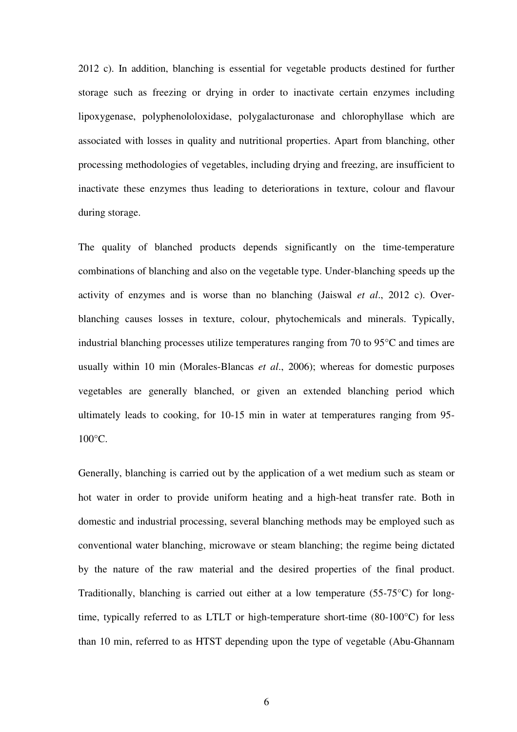2012 c). In addition, blanching is essential for vegetable products destined for further storage such as freezing or drying in order to inactivate certain enzymes including lipoxygenase, polyphenolol oxidase, polygalacturonase and chlorophyllase which are associated with losses in quality and nutritional properties. Apart from blanching, other processing methodologies of vegetables, including drying and freezing, are insufficient to inactivate these enzymes thus leading to deteriorations in texture, colour and flavour during storage.

The quality of blanched products depends significantly on the time-temperature combinations of blanching and also on the vegetable type. Under-blanching speeds up the activity of enzymes and is worse than no blanching (Jaiswal *et al*., 2012 c). Over-blanching causes losses in texture, colour, phytochemicals and minerals. Typically, industrial blanching processes utilize temperatures ranging from 70 to 95°C and times are usually within 10 min (Morales-Blancas *et al*., 2006); whereas for domestic purposes vegetables are generally blanched, or given an extended blanching period which ultimately leads to cooking, for 10-15 min in water at temperatures ranging from 95-100°C.

Generally, blanching is carried out by the application of a wet medium such as steam or hot water in order to provide uniform heating and a high-heat transfer rate. Both in domestic and industrial processing, several blanching methods may be employed such as conventional water blanching, microwave or steam blanching; the regime being dictated by the nature of the raw material and the desired properties of the final product. Traditionally, blanching is carried out either at a low temperature (55-75°C) for long-time, typically referred to as LTLT or high-temperature short-time (80-100°C) for less than 10 min, referred to as HTST depending upon the type of vegetable (Abu-Ghannam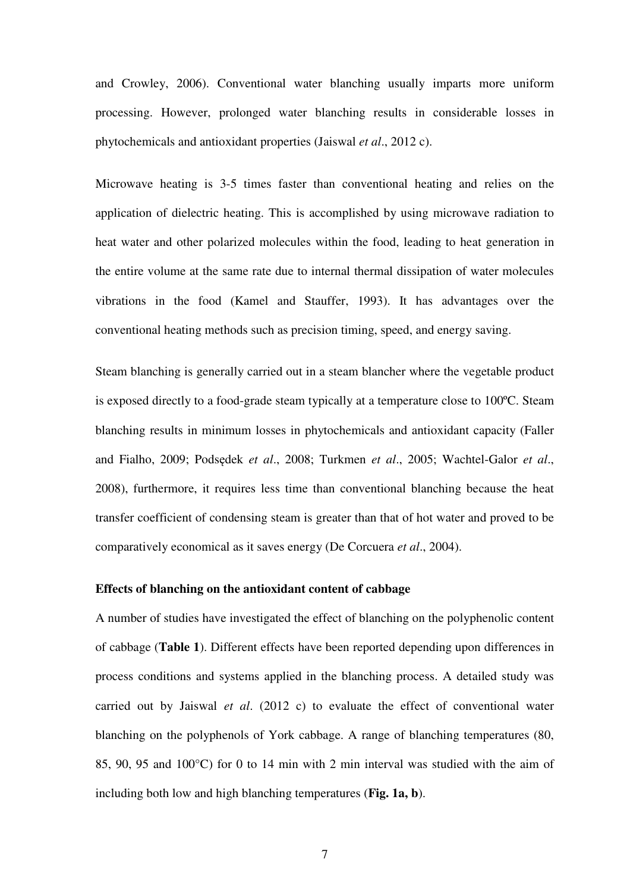and Crowley, 2006). Conventional water blanching usually imparts more uniform processing. However, prolonged water blanching results in considerable losses in phytochemicals and antioxidant properties (Jaiswal *et al*., 2012 c).

Microwave heating is 3-5 times faster than conventional heating and relies on the application of dielectric heating. This is accomplished by using microwave radiation to heat water and other polarized molecules within the food, leading to heat generation in the entire volume at the same rate due to internal thermal dissipation of water molecules vibrations in the food (Kamel and Stauffer, 1993). It has advantages over the conventional heating methods such as precision timing, speed, and energy saving.

Steam blanching is generally carried out in a steam blancher where the vegetable product is exposed directly to a food-grade steam typically at a temperature close to 100ºC. Steam blanching results in minimum losses in phytochemicals and antioxidant capacity (Faller and Fialho, 2009; Podsędek *et al*., 2008; Turkmen *et al*., 2005; Wachtel-Galor *et al*., 2008), furthermore, it requires less time than conventional blanching because the heat transfer coefficient of condensing steam is greater than that of hot water and proved to be comparatively economical as it saves energy (De Corcuera *et al*., 2004).

**Effects of blanching on the antioxidant content of cabbage**

A number of studies have investigated the effect of blanching on the polyphenolic content of cabbage (**Table 1**). Different effects have been reported depending upon differences in process conditions and systems applied in the blanching process. A detailed study was carried out by Jaiswal *et al*. (2012 c) to evaluate the effect of conventional water blanching on the polyphenols of York cabbage. A range of blanching temperatures (80, 85, 90, 95 and 100°C) for 0 to 14 min with 2 min interval was studied with the aim of including both low and high blanching temperatures (**Fig. 1a, b**).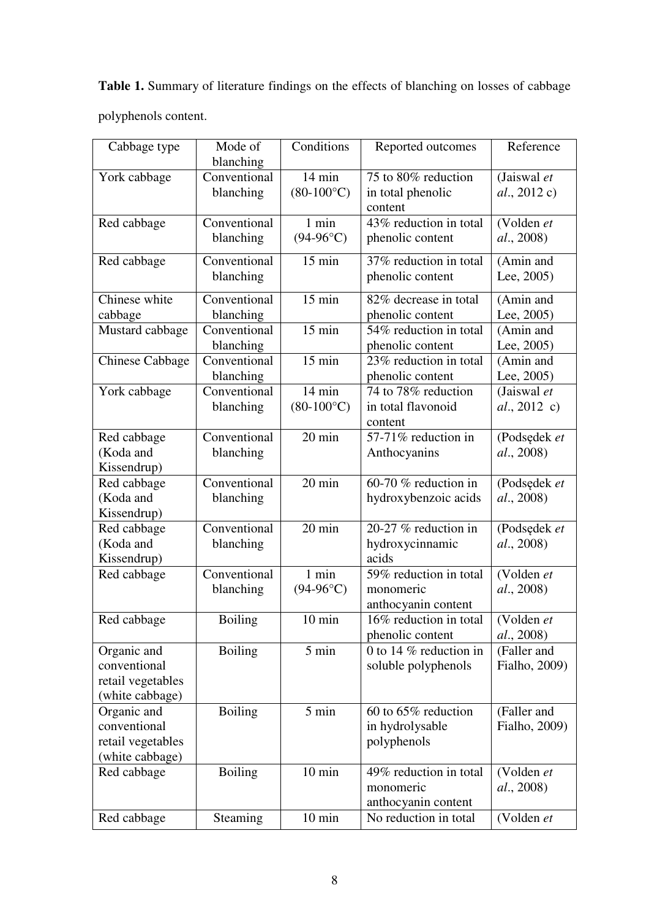**Table 1.** Summary of literature findings on the effects of blanching on losses of cabbage polyphenols content.

| Cabbage type | Mode of blanching | Conditions | Reported outcomes | Reference |
|---|---|---|---|---|
| York cabbage | Conventional blanching | 14 min (80-100°C) | 75 to 80% reduction in total phenolic content | (Jaiswal *et al*., 2012 c) |
| Red cabbage | Conventional blanching | 1 min (94-96°C) | 43% reduction in total phenolic content | (Volden *et al*., 2008) |
| Red cabbage | Conventional blanching | 15 min | 37% reduction in total phenolic content | (Amin and Lee, 2005) |
| Chinese white cabbage | Conventional blanching | 15 min | 82% decrease in total phenolic content | (Amin and Lee, 2005) |
| Mustard cabbage | Conventional blanching | 15 min | 54% reduction in total phenolic content | (Amin and Lee, 2005) |
| Chinese Cabbage | Conventional blanching | 15 min | 23% reduction in total phenolic content | (Amin and Lee, 2005) |
| York cabbage | Conventional blanching | 14 min (80-100°C) | 74 to 78% reduction in total flavonoid content | (Jaiswal *et al*., 2012 c) |
| Red cabbage (Koda and Kissendrup) | Conventional blanching | 20 min | 57-71% reduction in Anthocyanins | (Podsędek *et al*., 2008) |
| Red cabbage (Koda and Kissendrup) | Conventional blanching | 20 min | 60-70 % reduction in hydroxybenzoic acids | (Podsędek *et al*., 2008) |
| Red cabbage (Koda and Kissendrup) | Conventional blanching | 20 min | 20-27 % reduction in hydroxycinnamic acids | (Podsędek *et al*., 2008) |
| Red cabbage | Conventional blanching | 1 min (94-96°C) | 59% reduction in total monomeric anthocyanin content | (Volden *et al*., 2008) |
| Red cabbage | Boiling | 10 min | 16% reduction in total phenolic content | (Volden *et al*., 2008) |
| Organic and conventional retail vegetables (white cabbage) | Boiling | 5 min | 0 to 14 % reduction in soluble polyphenols | (Faller and Fialho, 2009) |
| Organic and conventional retail vegetables (white cabbage) | Boiling | 5 min | 60 to 65% reduction in hydrolysable polyphenols | (Faller and Fialho, 2009) |
| Red cabbage | Boiling | 10 min | 49% reduction in total monomeric anthocyanin content | (Volden *et al*., 2008) |
| Red cabbage | Steaming | 10 min | No reduction in total | (Volden *et* |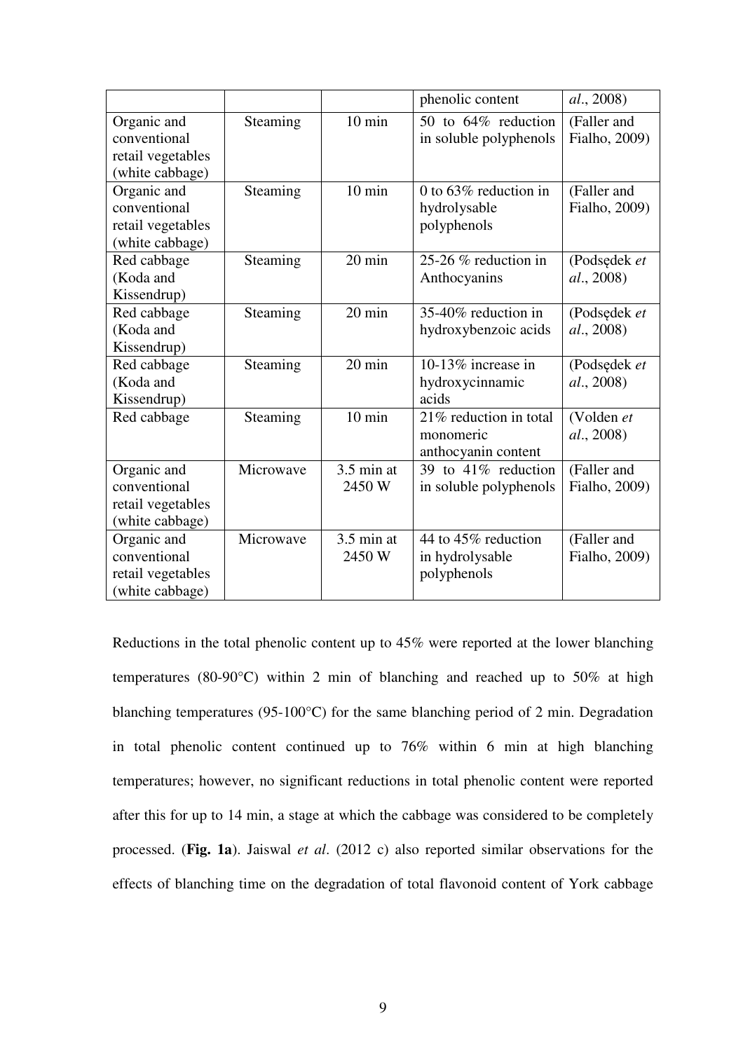|  |  |  | phenolic content | *al*., 2008) |
|---|---|---|---|---|
| Organic and conventional retail vegetables (white cabbage) | Steaming | 10 min | 50 to 64% reduction in soluble polyphenols | (Faller and Fialho, 2009) |
| Organic and conventional retail vegetables (white cabbage) | Steaming | 10 min | 0 to 63% reduction in hydrolysable polyphenols | (Faller and Fialho, 2009) |
| Red cabbage (Koda and Kissendrup) | Steaming | 20 min | 25-26 % reduction in Anthocyanins | (Podsędek *et al*., 2008) |
| Red cabbage (Koda and Kissendrup) | Steaming | 20 min | 35-40% reduction in hydroxybenzoic acids | (Podsędek *et al*., 2008) |
| Red cabbage (Koda and Kissendrup) | Steaming | 20 min | 10-13% increase in hydroxycinnamic acids | (Podsędek *et al*., 2008) |
| Red cabbage | Steaming | 10 min | 21% reduction in total monomeric anthocyanin content | (Volden *et al*., 2008) |
| Organic and conventional retail vegetables (white cabbage) | Microwave | 3.5 min at 2450 W | 39 to 41% reduction in soluble polyphenols | (Faller and Fialho, 2009) |
| Organic and conventional retail vegetables (white cabbage) | Microwave | 3.5 min at 2450 W | 44 to 45% reduction in hydrolysable polyphenols | (Faller and Fialho, 2009) |

Reductions in the total phenolic content up to 45% were reported at the lower blanching temperatures (80-90°C) within 2 min of blanching and reached up to 50% at high blanching temperatures (95-100°C) for the same blanching period of 2 min. Degradation in total phenolic content continued up to 76% within 6 min at high blanching temperatures; however, no significant reductions in total phenolic content were reported after this for up to 14 min, a stage at which the cabbage was considered to be completely processed. (**Fig. 1a**). Jaiswal *et al*. (2012 c) also reported similar observations for the effects of blanching time on the degradation of total flavonoid content of York cabbage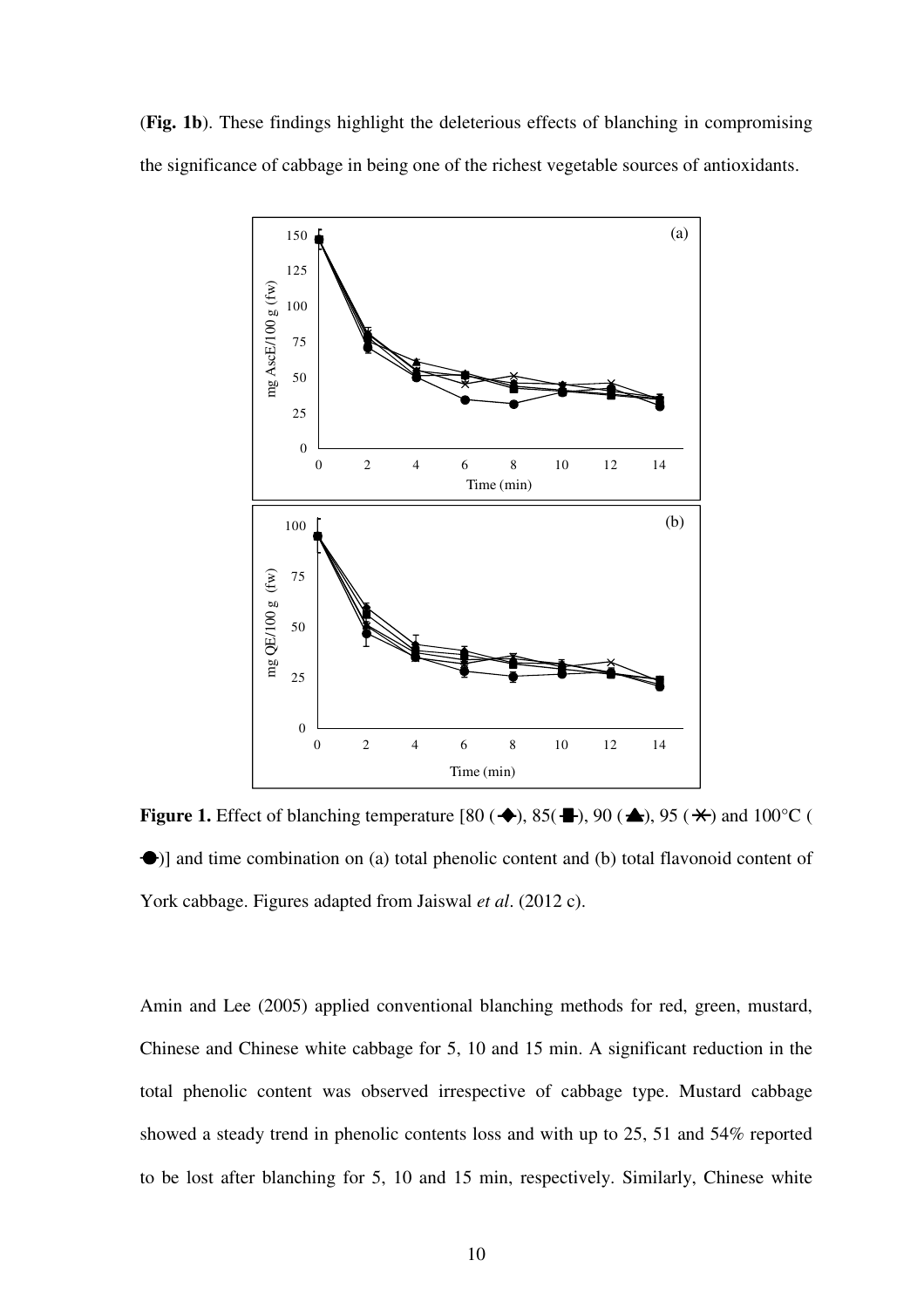(**Fig. 1b**). These findings highlight the deleterious effects of blanching in compromising the significance of cabbage in being one of the richest vegetable sources of antioxidants.

**Figure 1.** Effect of blanching temperature [80 (◆), 85(■), 90 (▲), 95 (✱) and 100°C (●)] and time combination on (a) total phenolic content and (b) total flavonoid content of York cabbage. Figures adapted from Jaiswal *et al*. (2012 c).

Amin and Lee (2005) applied conventional blanching methods for red, green, mustard, Chinese and Chinese white cabbage for 5, 10 and 15 min. A significant reduction in the total phenolic content was observed irrespective of cabbage type. Mustard cabbage showed a steady trend in phenolic contents loss and with up to 25, 51 and 54% reported to be lost after blanching for 5, 10 and 15 min, respectively. Similarly, Chinese white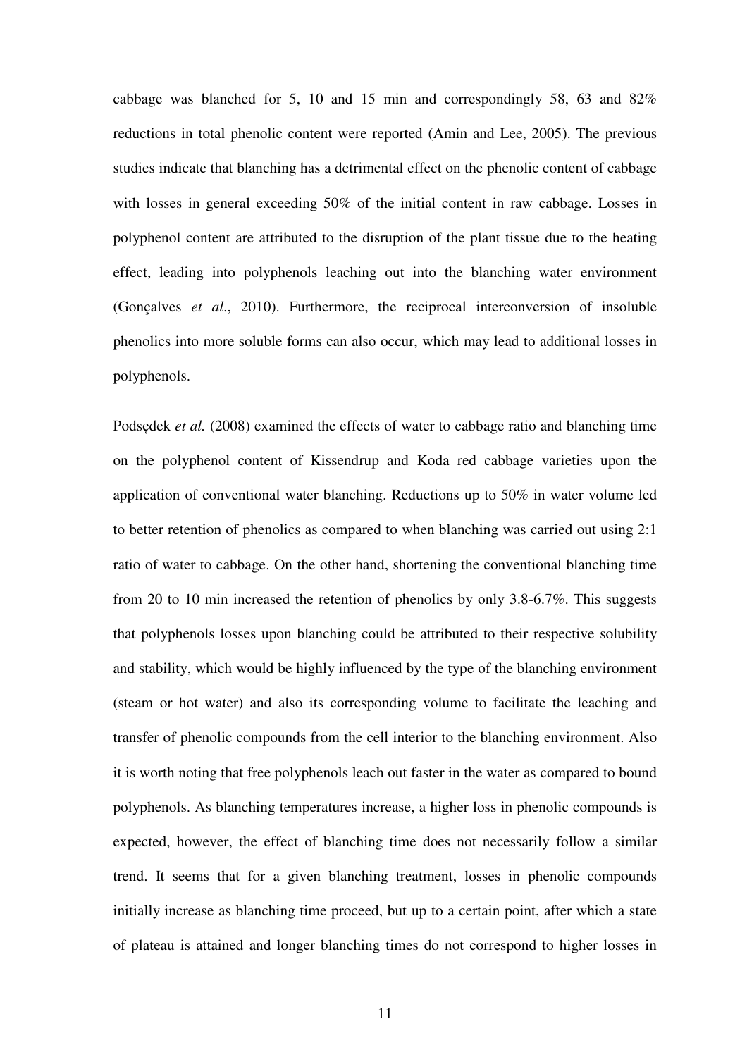cabbage was blanched for 5, 10 and 15 min and correspondingly 58, 63 and 82% reductions in total phenolic content were reported (Amin and Lee, 2005). The previous studies indicate that blanching has a detrimental effect on the phenolic content of cabbage with losses in general exceeding 50% of the initial content in raw cabbage. Losses in polyphenol content are attributed to the disruption of the plant tissue due to the heating effect, leading into polyphenols leaching out into the blanching water environment (Gonçalves *et al*., 2010). Furthermore, the reciprocal interconversion of insoluble phenolics into more soluble forms can also occur, which may lead to additional losses in polyphenols.

Podsędek *et al.* (2008) examined the effects of water to cabbage ratio and blanching time on the polyphenol content of Kissendrup and Koda red cabbage varieties upon the application of conventional water blanching. Reductions up to 50% in water volume led to better retention of phenolics as compared to when blanching was carried out using 2:1 ratio of water to cabbage. On the other hand, shortening the conventional blanching time from 20 to 10 min increased the retention of phenolics by only 3.8-6.7%. This suggests that polyphenols losses upon blanching could be attributed to their respective solubility and stability, which would be highly influenced by the type of the blanching environment (steam or hot water) and also its corresponding volume to facilitate the leaching and transfer of phenolic compounds from the cell interior to the blanching environment. Also it is worth noting that free polyphenols leach out faster in the water as compared to bound polyphenols. As blanching temperatures increase, a higher loss in phenolic compounds is expected, however, the effect of blanching time does not necessarily follow a similar trend. It seems that for a given blanching treatment, losses in phenolic compounds initially increase as blanching time proceed, but up to a certain point, after which a state of plateau is attained and longer blanching times do not correspond to higher losses in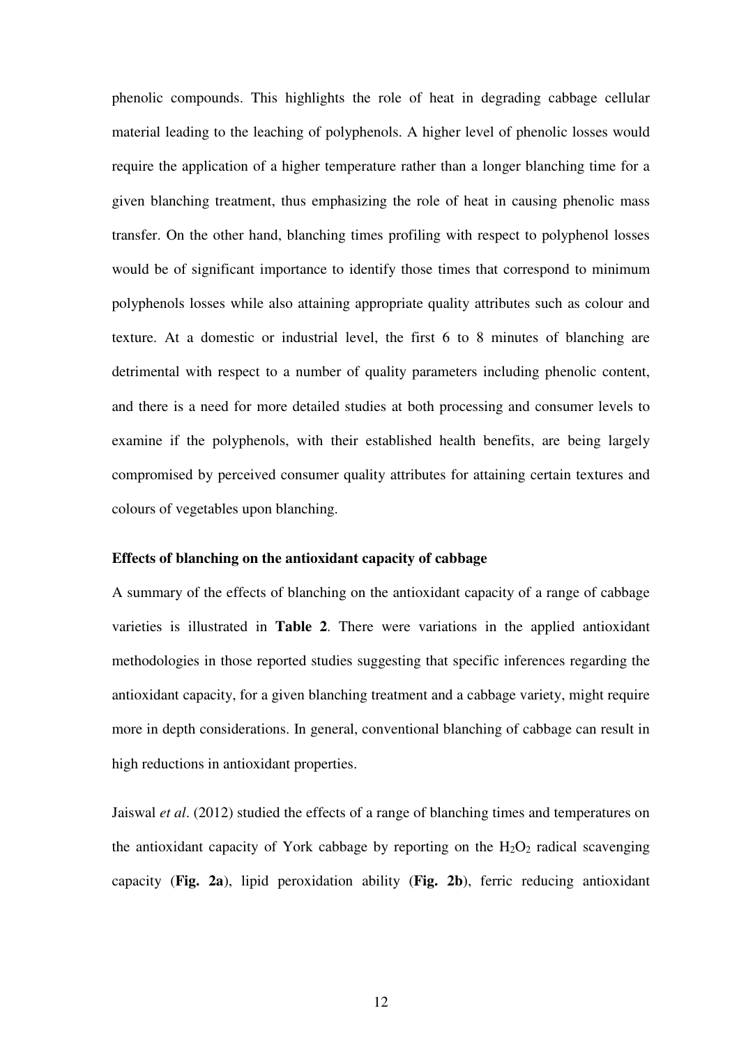phenolic compounds. This highlights the role of heat in degrading cabbage cellular material leading to the leaching of polyphenols. A higher level of phenolic losses would require the application of a higher temperature rather than a longer blanching time for a given blanching treatment, thus emphasizing the role of heat in causing phenolic mass transfer. On the other hand, blanching times profiling with respect to polyphenol losses would be of significant importance to identify those times that correspond to minimum polyphenols losses while also attaining appropriate quality attributes such as colour and texture. At a domestic or industrial level, the first 6 to 8 minutes of blanching are detrimental with respect to a number of quality parameters including phenolic content, and there is a need for more detailed studies at both processing and consumer levels to examine if the polyphenols, with their established health benefits, are being largely compromised by perceived consumer quality attributes for attaining certain textures and colours of vegetables upon blanching.

**Effects of blanching on the antioxidant capacity of cabbage**

A summary of the effects of blanching on the antioxidant capacity of a range of cabbage varieties is illustrated in **Table 2**. There were variations in the applied antioxidant methodologies in those reported studies suggesting that specific inferences regarding the antioxidant capacity, for a given blanching treatment and a cabbage variety, might require more in depth considerations. In general, conventional blanching of cabbage can result in high reductions in antioxidant properties.

Jaiswal *et al*. (2012) studied the effects of a range of blanching times and temperatures on the antioxidant capacity of York cabbage by reporting on the $H_2O_2$ radical scavenging capacity (**Fig. 2a**), lipid peroxidation ability (**Fig. 2b**), ferric reducing antioxidant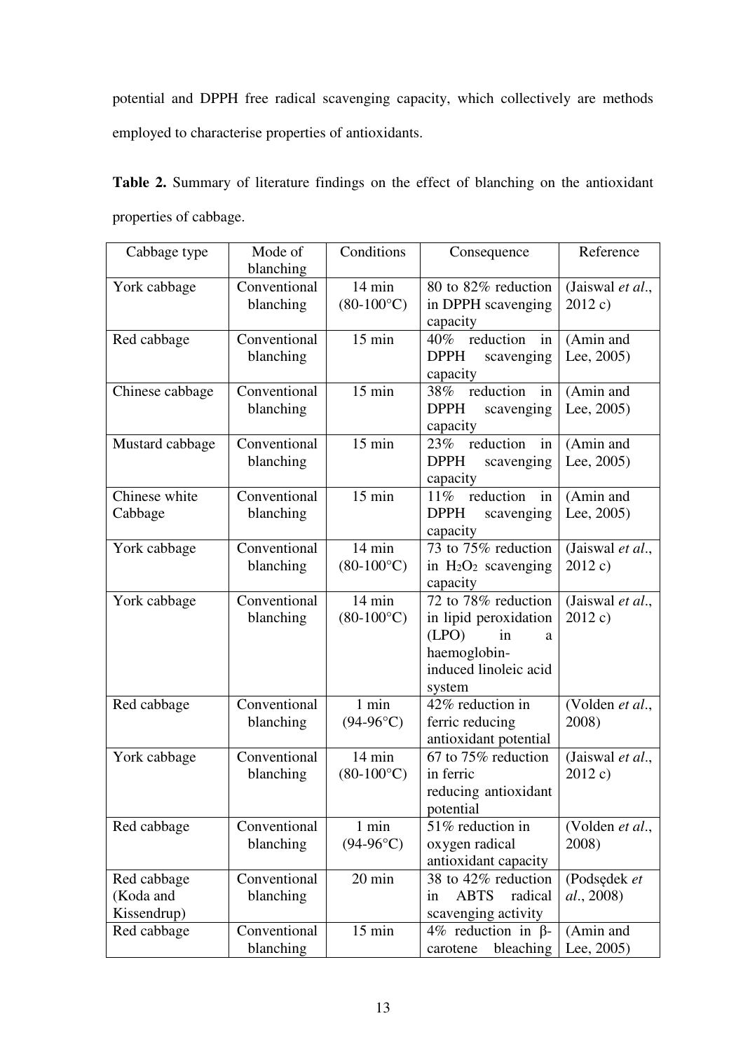potential and DPPH free radical scavenging capacity, which collectively are methods employed to characterise properties of antioxidants.

**Table 2.** Summary of literature findings on the effect of blanching on the antioxidant properties of cabbage.

| Cabbage type | Mode of blanching | Conditions | Consequence | Reference |
|---|---|---|---|---|
| York cabbage | Conventional blanching | 14 min (80-100°C) | 80 to 82% reduction in DPPH scavenging capacity | (Jaiswal *et al*., 2012 c) |
| Red cabbage | Conventional blanching | 15 min | 40% reduction in DPPH scavenging capacity | (Amin and Lee, 2005) |
| Chinese cabbage | Conventional blanching | 15 min | 38% reduction in DPPH scavenging capacity | (Amin and Lee, 2005) |
| Mustard cabbage | Conventional blanching | 15 min | 23% reduction in DPPH scavenging capacity | (Amin and Lee, 2005) |
| Chinese white Cabbage | Conventional blanching | 15 min | 11% reduction in DPPH scavenging capacity | (Amin and Lee, 2005) |
| York cabbage | Conventional blanching | 14 min (80-100°C) | 73 to 75% reduction in $H_2O_2$ scavenging capacity | (Jaiswal *et al*., 2012 c) |
| York cabbage | Conventional blanching | 14 min (80-100°C) | 72 to 78% reduction in lipid peroxidation (LPO) in a haemoglobin-induced linoleic acid system | (Jaiswal *et al*., 2012 c) |
| Red cabbage | Conventional blanching | 1 min (94-96°C) | 42% reduction in ferric reducing antioxidant potential | (Volden *et al*., 2008) |
| York cabbage | Conventional blanching | 14 min (80-100°C) | 67 to 75% reduction in ferric reducing antioxidant potential | (Jaiswal *et al*., 2012 c) |
| Red cabbage | Conventional blanching | 1 min (94-96°C) | 51% reduction in oxygen radical antioxidant capacity | (Volden *et al*., 2008) |
| Red cabbage (Koda and Kissendrup) | Conventional blanching | 20 min | 38 to 42% reduction in ABTS radical scavenging activity | (Podsędek *et al*., 2008) |
| Red cabbage | Conventional blanching | 15 min | 4% reduction in β-carotene bleaching | (Amin and Lee, 2005) |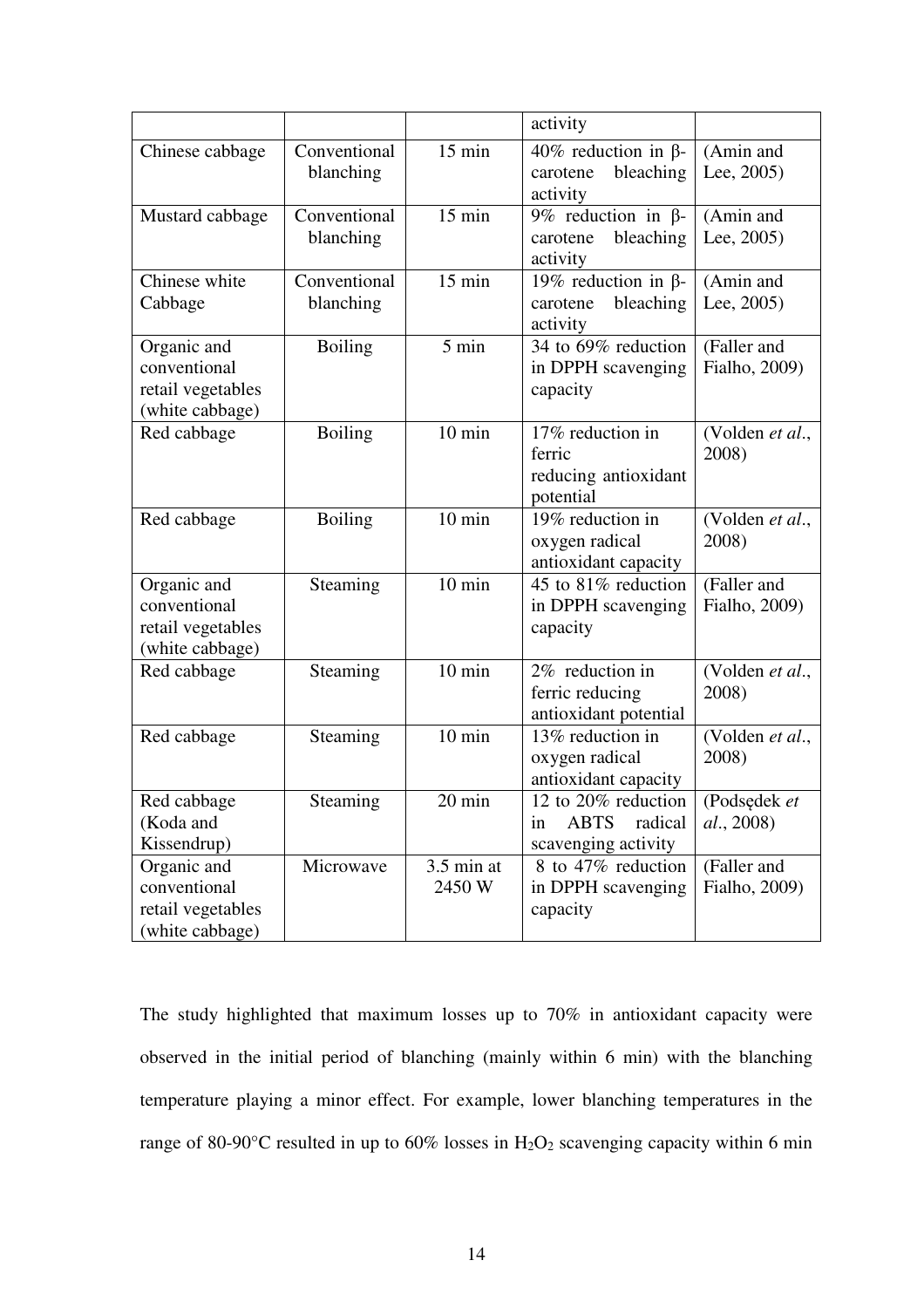|  |  |  | activity |  |
| --- | --- | --- | --- | --- |
| Chinese cabbage | Conventional blanching | 15 min | 40% reduction in β-carotene bleaching activity | (Amin and Lee, 2005) |
| Mustard cabbage | Conventional blanching | 15 min | 9% reduction in β-carotene bleaching activity | (Amin and Lee, 2005) |
| Chinese white Cabbage | Conventional blanching | 15 min | 19% reduction in β-carotene bleaching activity | (Amin and Lee, 2005) |
| Organic and conventional retail vegetables (white cabbage) | Boiling | 5 min | 34 to 69% reduction in DPPH scavenging capacity | (Faller and Fialho, 2009) |
| Red cabbage | Boiling | 10 min | 17% reduction in ferric reducing antioxidant potential | (Volden *et al*., 2008) |
| Red cabbage | Boiling | 10 min | 19% reduction in oxygen radical antioxidant capacity | (Volden *et al*., 2008) |
| Organic and conventional retail vegetables (white cabbage) | Steaming | 10 min | 45 to 81% reduction in DPPH scavenging capacity | (Faller and Fialho, 2009) |
| Red cabbage | Steaming | 10 min | 2% reduction in ferric reducing antioxidant potential | (Volden *et al*., 2008) |
| Red cabbage | Steaming | 10 min | 13% reduction in oxygen radical antioxidant capacity | (Volden *et al*., 2008) |
| Red cabbage (Koda and Kissendrup) | Steaming | 20 min | 12 to 20% reduction in ABTS radical scavenging activity | (Podsędek *et al*., 2008) |
| Organic and conventional retail vegetables (white cabbage) | Microwave | 3.5 min at 2450 W | 8 to 47% reduction in DPPH scavenging capacity | (Faller and Fialho, 2009) |

The study highlighted that maximum losses up to 70% in antioxidant capacity were observed in the initial period of blanching (mainly within 6 min) with the blanching temperature playing a minor effect. For example, lower blanching temperatures in the range of 80-90°C resulted in up to 60% losses in $H_2O_2$ scavenging capacity within 6 min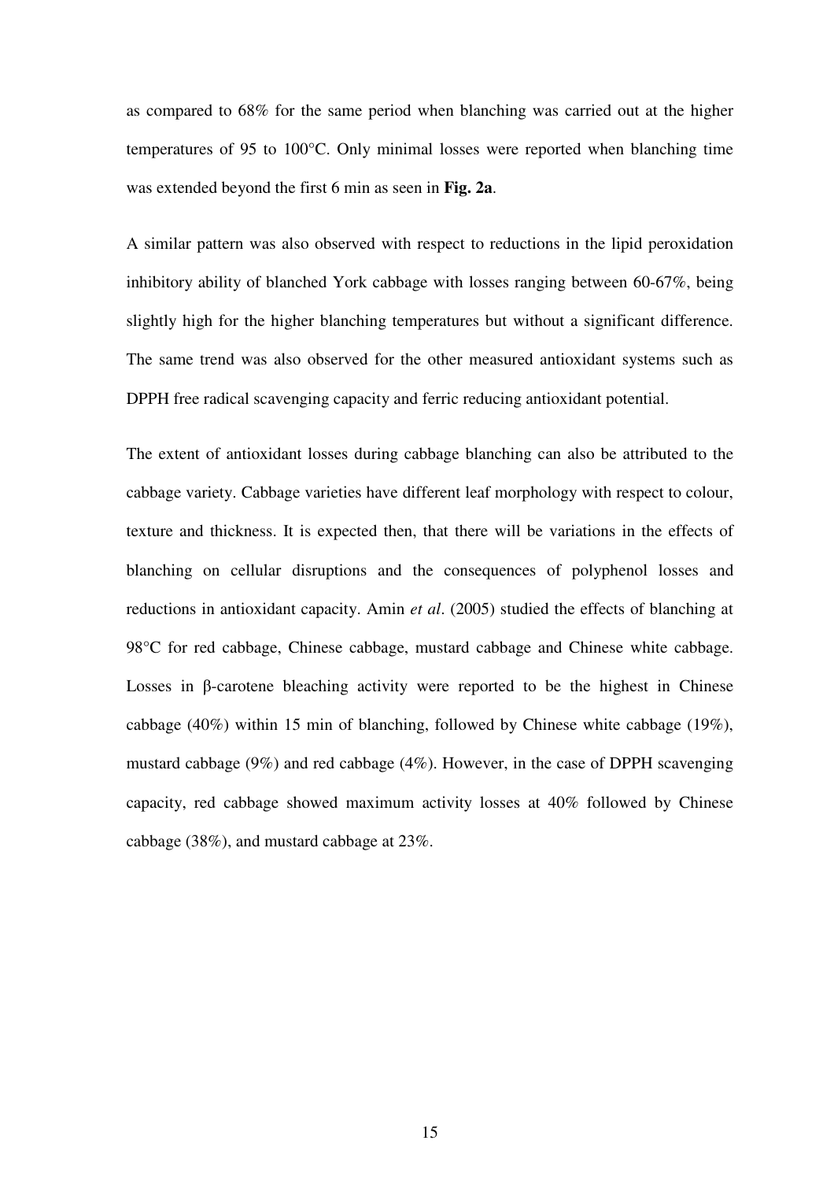as compared to 68% for the same period when blanching was carried out at the higher temperatures of 95 to 100°C. Only minimal losses were reported when blanching time was extended beyond the first 6 min as seen in **Fig. 2a**.

A similar pattern was also observed with respect to reductions in the lipid peroxidation inhibitory ability of blanched York cabbage with losses ranging between 60-67%, being slightly high for the higher blanching temperatures but without a significant difference. The same trend was also observed for the other measured antioxidant systems such as DPPH free radical scavenging capacity and ferric reducing antioxidant potential.

The extent of antioxidant losses during cabbage blanching can also be attributed to the cabbage variety. Cabbage varieties have different leaf morphology with respect to colour, texture and thickness. It is expected then, that there will be variations in the effects of blanching on cellular disruptions and the consequences of polyphenol losses and reductions in antioxidant capacity. Amin *et al*. (2005) studied the effects of blanching at 98°C for red cabbage, Chinese cabbage, mustard cabbage and Chinese white cabbage. Losses in β-carotene bleaching activity were reported to be the highest in Chinese cabbage (40%) within 15 min of blanching, followed by Chinese white cabbage (19%), mustard cabbage (9%) and red cabbage (4%). However, in the case of DPPH scavenging capacity, red cabbage showed maximum activity losses at 40% followed by Chinese cabbage (38%), and mustard cabbage at 23%.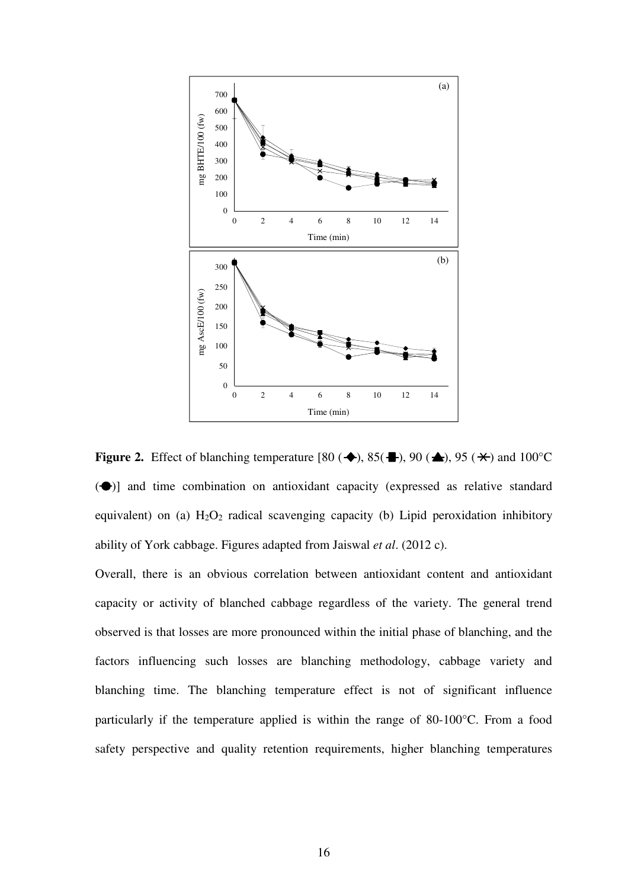**Figure 2.** Effect of blanching temperature [80 (◆), 85(■), 90 (▲), 95 (✳) and 100°C (●)] and time combination on antioxidant capacity (expressed as relative standard equivalent) on (a) $H_2O_2$ radical scavenging capacity (b) Lipid peroxidation inhibitory ability of York cabbage. Figures adapted from Jaiswal *et al*. (2012 c).

Overall, there is an obvious correlation between antioxidant content and antioxidant capacity or activity of blanched cabbage regardless of the variety. The general trend observed is that losses are more pronounced within the initial phase of blanching, and the factors influencing such losses are blanching methodology, cabbage variety and blanching time. The blanching temperature effect is not of significant influence particularly if the temperature applied is within the range of 80-100°C. From a food safety perspective and quality retention requirements, higher blanching temperatures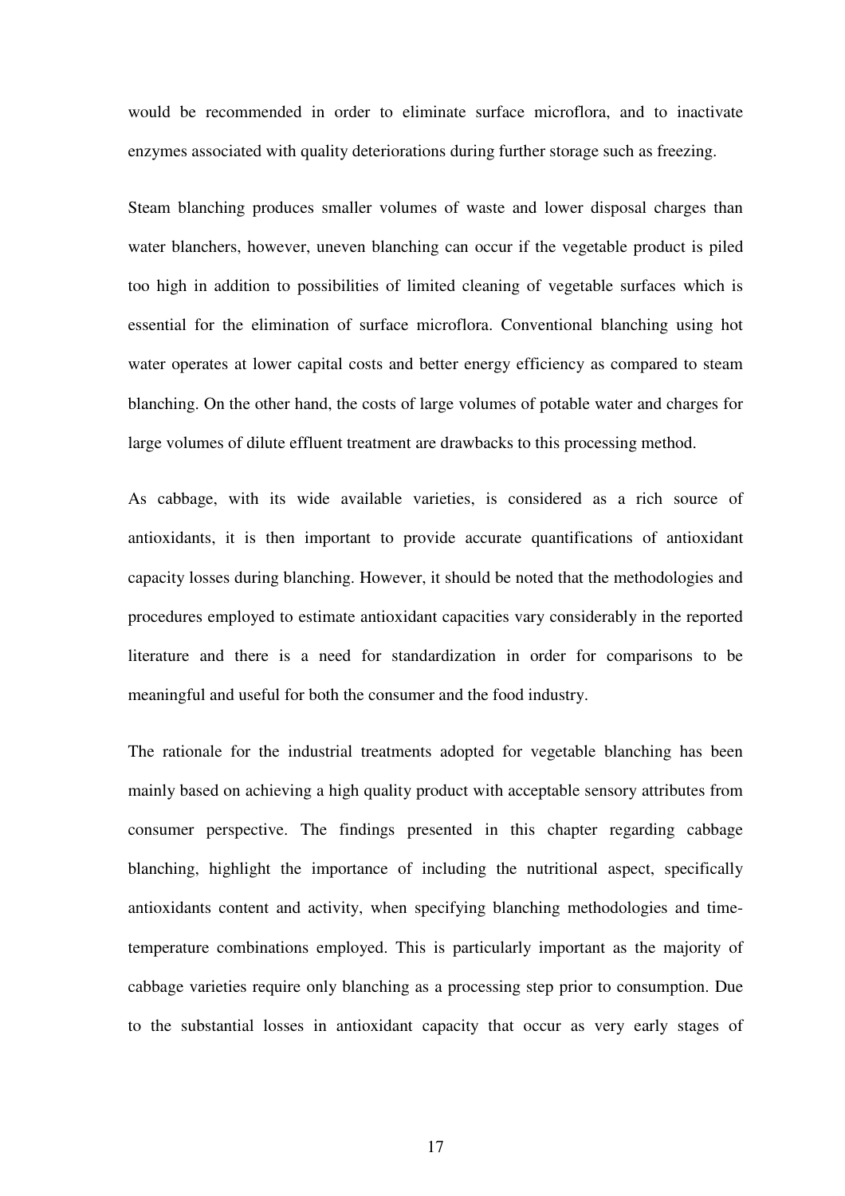would be recommended in order to eliminate surface microflora, and to inactivate enzymes associated with quality deteriorations during further storage such as freezing.

Steam blanching produces smaller volumes of waste and lower disposal charges than water blanchers, however, uneven blanching can occur if the vegetable product is piled too high in addition to possibilities of limited cleaning of vegetable surfaces which is essential for the elimination of surface microflora. Conventional blanching using hot water operates at lower capital costs and better energy efficiency as compared to steam blanching. On the other hand, the costs of large volumes of potable water and charges for large volumes of dilute effluent treatment are drawbacks to this processing method.

As cabbage, with its wide available varieties, is considered as a rich source of antioxidants, it is then important to provide accurate quantifications of antioxidant capacity losses during blanching. However, it should be noted that the methodologies and procedures employed to estimate antioxidant capacities vary considerably in the reported literature and there is a need for standardization in order for comparisons to be meaningful and useful for both the consumer and the food industry.

The rationale for the industrial treatments adopted for vegetable blanching has been mainly based on achieving a high quality product with acceptable sensory attributes from consumer perspective. The findings presented in this chapter regarding cabbage blanching, highlight the importance of including the nutritional aspect, specifically antioxidants content and activity, when specifying blanching methodologies and time-temperature combinations employed. This is particularly important as the majority of cabbage varieties require only blanching as a processing step prior to consumption. Due to the substantial losses in antioxidant capacity that occur as very early stages of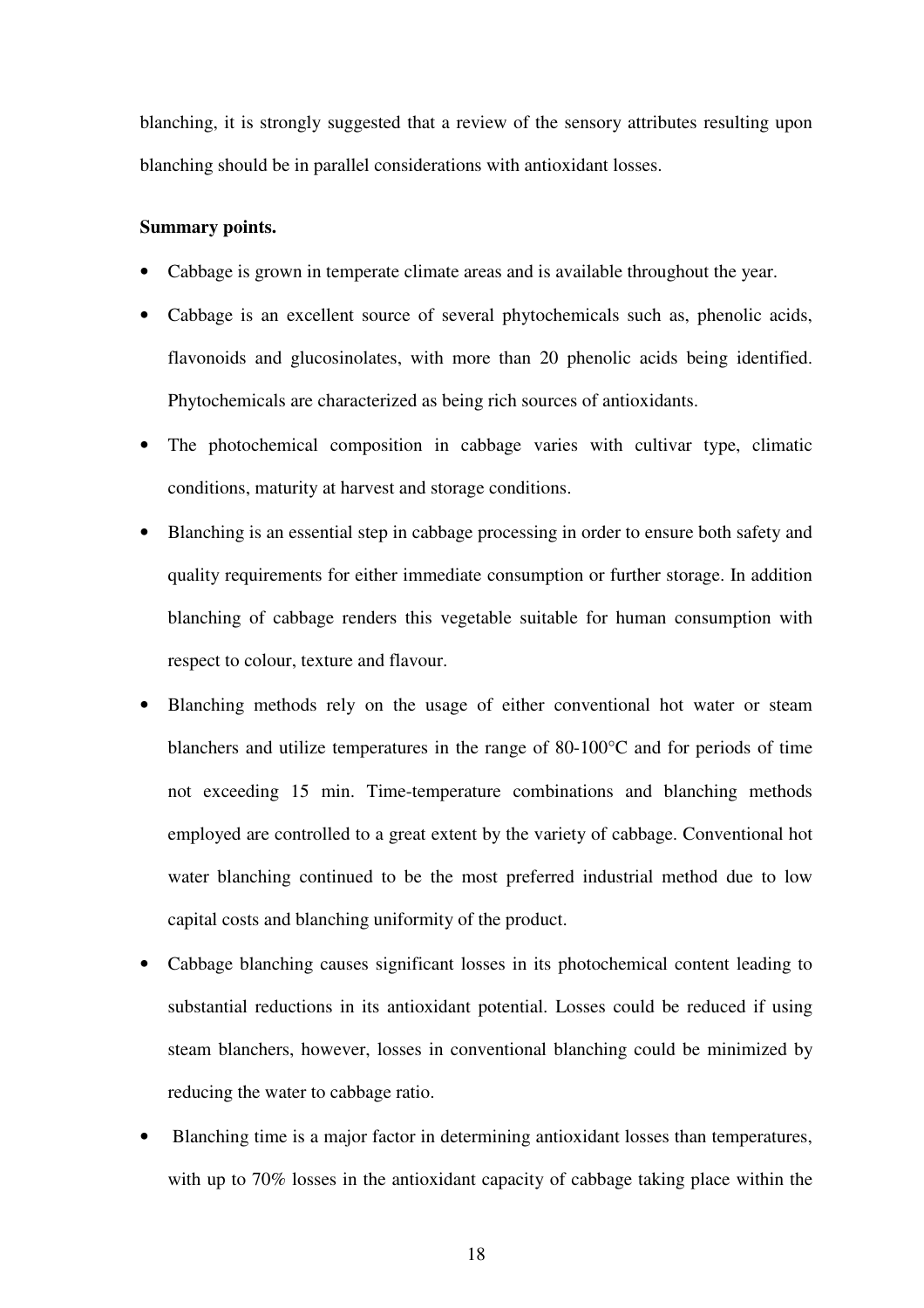blanching, it is strongly suggested that a review of the sensory attributes resulting upon blanching should be in parallel considerations with antioxidant losses.

**Summary points.**

- Cabbage is grown in temperate climate areas and is available throughout the year.
- Cabbage is an excellent source of several phytochemicals such as, phenolic acids, flavonoids and glucosinolates, with more than 20 phenolic acids being identified. Phytochemicals are characterized as being rich sources of antioxidants.
- The photochemical composition in cabbage varies with cultivar type, climatic conditions, maturity at harvest and storage conditions.
- Blanching is an essential step in cabbage processing in order to ensure both safety and quality requirements for either immediate consumption or further storage. In addition blanching of cabbage renders this vegetable suitable for human consumption with respect to colour, texture and flavour.
- Blanching methods rely on the usage of either conventional hot water or steam blanchers and utilize temperatures in the range of 80-100°C and for periods of time not exceeding 15 min. Time-temperature combinations and blanching methods employed are controlled to a great extent by the variety of cabbage. Conventional hot water blanching continued to be the most preferred industrial method due to low capital costs and blanching uniformity of the product.
- Cabbage blanching causes significant losses in its photochemical content leading to substantial reductions in its antioxidant potential. Losses could be reduced if using steam blanchers, however, losses in conventional blanching could be minimized by reducing the water to cabbage ratio.
- Blanching time is a major factor in determining antioxidant losses than temperatures, with up to 70% losses in the antioxidant capacity of cabbage taking place within the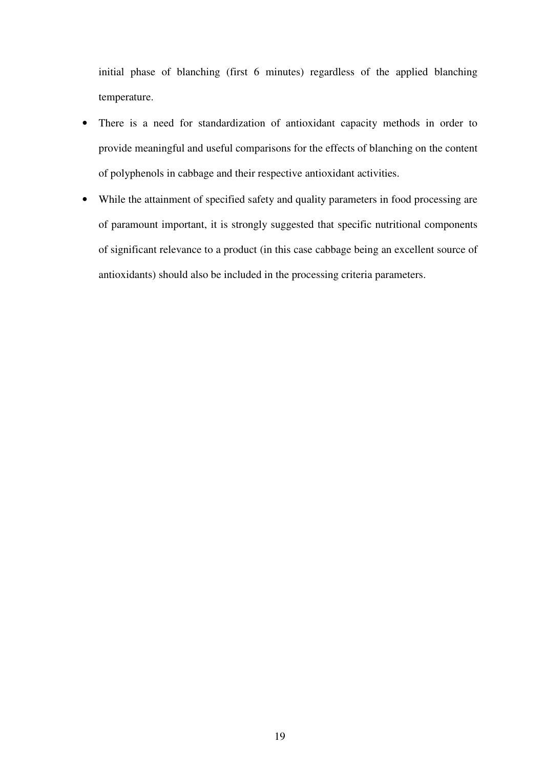initial phase of blanching (first 6 minutes) regardless of the applied blanching temperature.

- There is a need for standardization of antioxidant capacity methods in order to provide meaningful and useful comparisons for the effects of blanching on the content of polyphenols in cabbage and their respective antioxidant activities.
- While the attainment of specified safety and quality parameters in food processing are of paramount important, it is strongly suggested that specific nutritional components of significant relevance to a product (in this case cabbage being an excellent source of antioxidants) should also be included in the processing criteria parameters.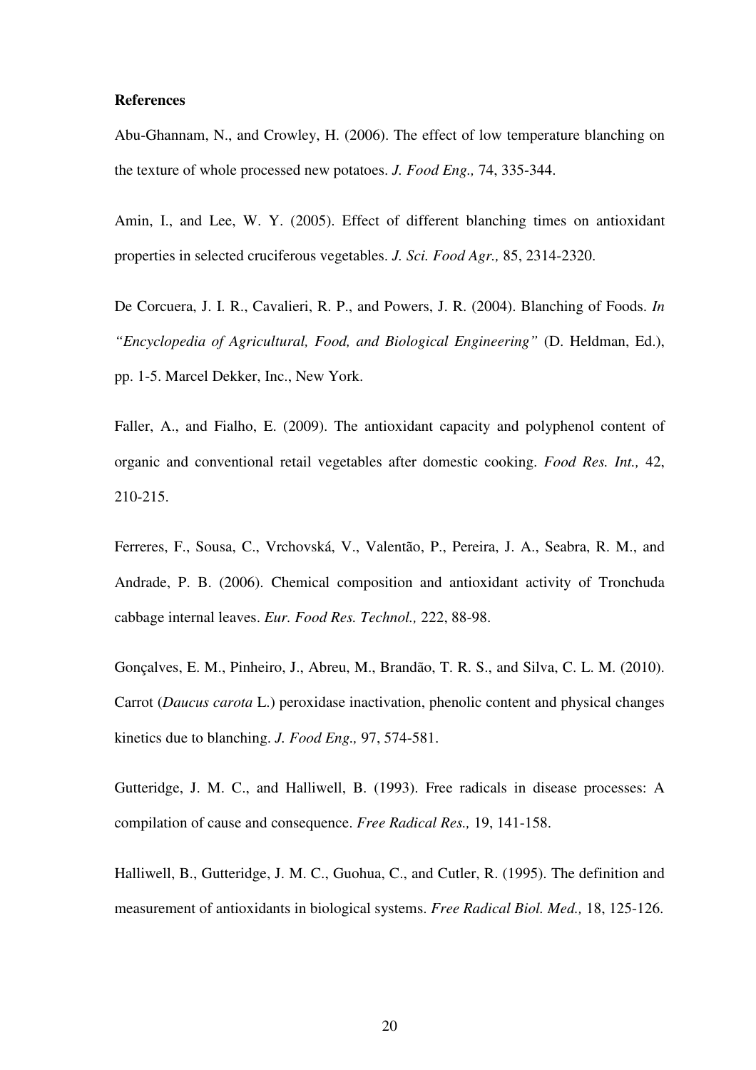**References**

Abu-Ghannam, N., and Crowley, H. (2006). The effect of low temperature blanching on the texture of whole processed new potatoes. *J. Food Eng.,* 74, 335-344.

Amin, I., and Lee, W. Y. (2005). Effect of different blanching times on antioxidant properties in selected cruciferous vegetables. *J. Sci. Food Agr.,* 85, 2314-2320.

De Corcuera, J. I. R., Cavalieri, R. P., and Powers, J. R. (2004). Blanching of Foods. *In "Encyclopedia of Agricultural, Food, and Biological Engineering"* (D. Heldman, Ed.), pp. 1-5. Marcel Dekker, Inc., New York.

Faller, A., and Fialho, E. (2009). The antioxidant capacity and polyphenol content of organic and conventional retail vegetables after domestic cooking. *Food Res. Int.,* 42, 210-215.

Ferreres, F., Sousa, C., Vrchovská, V., Valentão, P., Pereira, J. A., Seabra, R. M., and Andrade, P. B. (2006). Chemical composition and antioxidant activity of Tronchuda cabbage internal leaves. *Eur. Food Res. Technol.,* 222, 88-98.

Gonçalves, E. M., Pinheiro, J., Abreu, M., Brandão, T. R. S., and Silva, C. L. M. (2010). Carrot (*Daucus carota* L.) peroxidase inactivation, phenolic content and physical changes kinetics due to blanching. *J. Food Eng.,* 97, 574-581.

Gutteridge, J. M. C., and Halliwell, B. (1993). Free radicals in disease processes: A compilation of cause and consequence. *Free Radical Res.,* 19, 141-158.

Halliwell, B., Gutteridge, J. M. C., Guohua, C., and Cutler, R. (1995). The definition and measurement of antioxidants in biological systems. *Free Radical Biol. Med.,* 18, 125-126.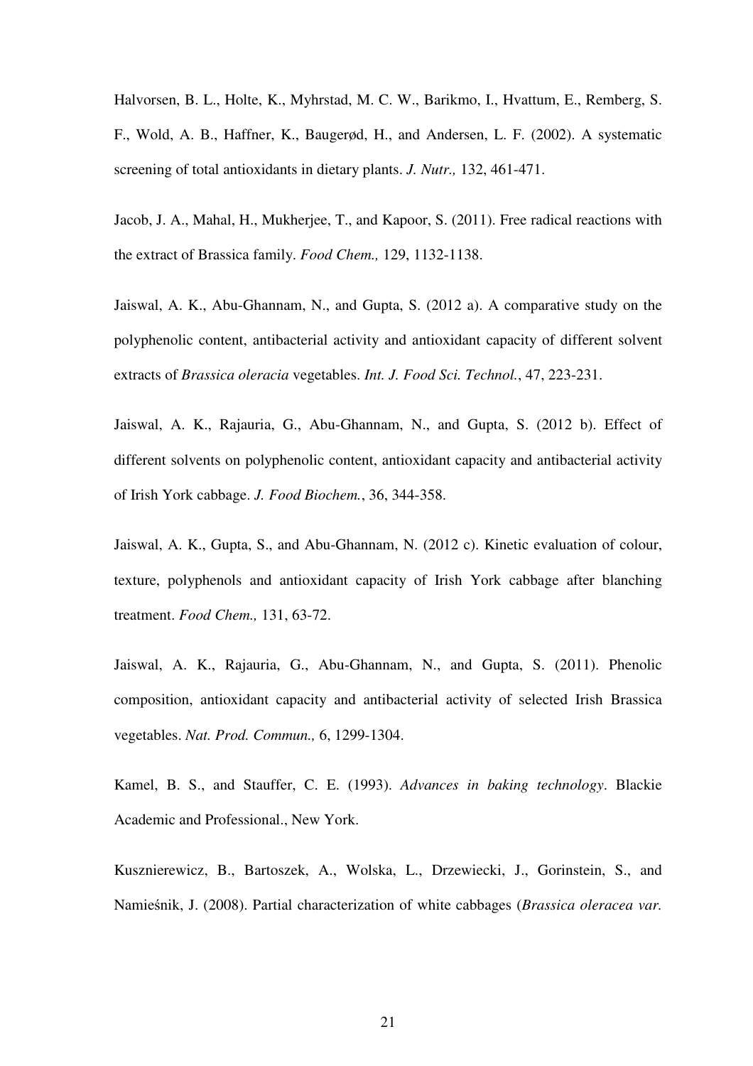Halvorsen, B. L., Holte, K., Myhrstad, M. C. W., Barikmo, I., Hvattum, E., Remberg, S. F., Wold, A. B., Haffner, K., Baugerød, H., and Andersen, L. F. (2002). A systematic screening of total antioxidants in dietary plants. *J. Nutr.,* 132, 461-471.

Jacob, J. A., Mahal, H., Mukherjee, T., and Kapoor, S. (2011). Free radical reactions with the extract of Brassica family. *Food Chem.,* 129, 1132-1138.

Jaiswal, A. K., Abu-Ghannam, N., and Gupta, S. (2012 a). A comparative study on the polyphenolic content, antibacterial activity and antioxidant capacity of different solvent extracts of *Brassica oleracia* vegetables. *Int. J. Food Sci. Technol.*, 47, 223-231.

Jaiswal, A. K., Rajauria, G., Abu-Ghannam, N., and Gupta, S. (2012 b). Effect of different solvents on polyphenolic content, antioxidant capacity and antibacterial activity of Irish York cabbage. *J. Food Biochem.*, 36, 344-358.

Jaiswal, A. K., Gupta, S., and Abu-Ghannam, N. (2012 c). Kinetic evaluation of colour, texture, polyphenols and antioxidant capacity of Irish York cabbage after blanching treatment. *Food Chem.,* 131, 63-72.

Jaiswal, A. K., Rajauria, G., Abu-Ghannam, N., and Gupta, S. (2011). Phenolic composition, antioxidant capacity and antibacterial activity of selected Irish Brassica vegetables. *Nat. Prod. Commun.,* 6, 1299-1304.

Kamel, B. S., and Stauffer, C. E. (1993). *Advances in baking technology*. Blackie Academic and Professional., New York.

Kusznierewicz, B., Bartoszek, A., Wolska, L., Drzewiecki, J., Gorinstein, S., and Namieśnik, J. (2008). Partial characterization of white cabbages (*Brassica oleracea var.*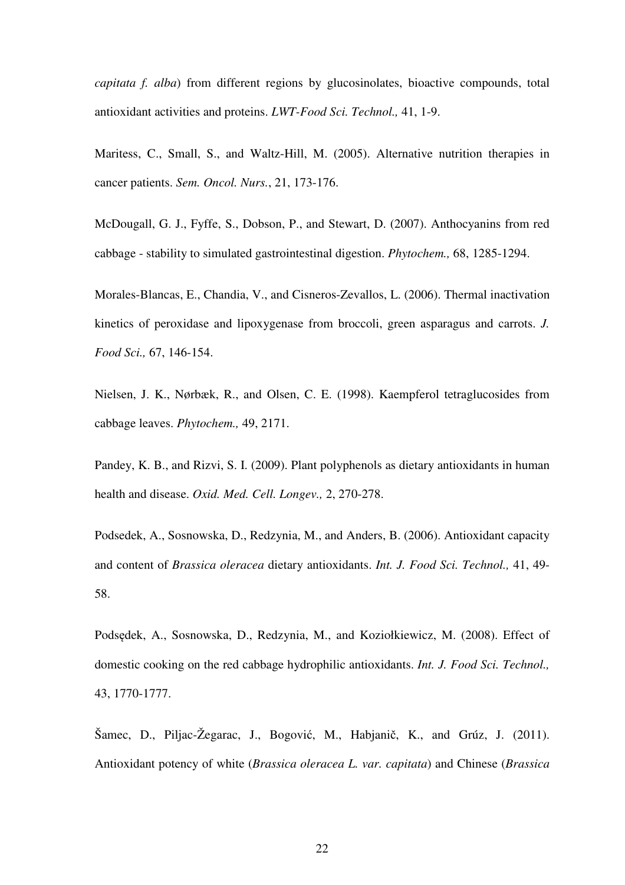*capitata f. alba*) from different regions by glucosinolates, bioactive compounds, total antioxidant activities and proteins. *LWT-Food Sci. Technol.,* 41, 1-9.

Maritess, C., Small, S., and Waltz-Hill, M. (2005). Alternative nutrition therapies in cancer patients. *Sem. Oncol. Nurs.*, 21, 173-176.

McDougall, G. J., Fyffe, S., Dobson, P., and Stewart, D. (2007). Anthocyanins from red cabbage - stability to simulated gastrointestinal digestion. *Phytochem.,* 68, 1285-1294.

Morales-Blancas, E., Chandia, V., and Cisneros-Zevallos, L. (2006). Thermal inactivation kinetics of peroxidase and lipoxygenase from broccoli, green asparagus and carrots. *J. Food Sci.,* 67, 146-154.

Nielsen, J. K., Nørbæk, R., and Olsen, C. E. (1998). Kaempferol tetraglucosides from cabbage leaves. *Phytochem.,* 49, 2171.

Pandey, K. B., and Rizvi, S. I. (2009). Plant polyphenols as dietary antioxidants in human health and disease. *Oxid. Med. Cell. Longev.,* 2, 270-278.

Podsedek, A., Sosnowska, D., Redzynia, M., and Anders, B. (2006). Antioxidant capacity and content of *Brassica oleracea* dietary antioxidants. *Int. J. Food Sci. Technol.,* 41, 49-58.

Podsędek, A., Sosnowska, D., Redzynia, M., and Koziołkiewicz, M. (2008). Effect of domestic cooking on the red cabbage hydrophilic antioxidants. *Int. J. Food Sci. Technol.,* 43, 1770-1777.

Šamec, D., Piljac-Žegarac, J., Bogović, M., Habjanič, K., and Grúz, J. (2011). Antioxidant potency of white (*Brassica oleracea L. var. capitata*) and Chinese (*Brassica*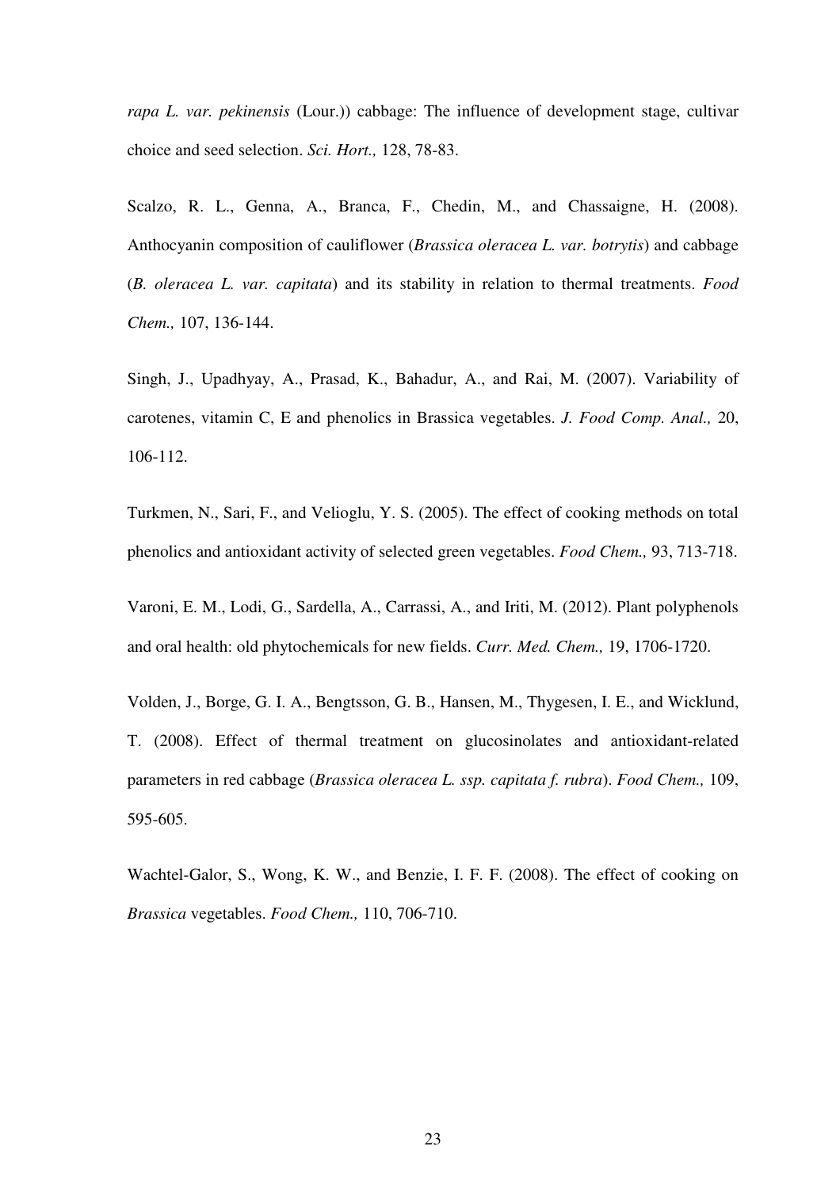*rapa L. var. pekinensis* (Lour.)) cabbage: The influence of development stage, cultivar choice and seed selection. *Sci. Hort.,* 128, 78-83.

Scalzo, R. L., Genna, A., Branca, F., Chedin, M., and Chassaigne, H. (2008). Anthocyanin composition of cauliflower (*Brassica oleracea L. var. botrytis*) and cabbage (*B. oleracea L. var. capitata*) and its stability in relation to thermal treatments. *Food Chem.,* 107, 136-144.

Singh, J., Upadhyay, A., Prasad, K., Bahadur, A., and Rai, M. (2007). Variability of carotenes, vitamin C, E and phenolics in Brassica vegetables. *J. Food Comp. Anal.,* 20, 106-112.

Turkmen, N., Sari, F., and Velioglu, Y. S. (2005). The effect of cooking methods on total phenolics and antioxidant activity of selected green vegetables. *Food Chem.,* 93, 713-718.

Varoni, E. M., Lodi, G., Sardella, A., Carrassi, A., and Iriti, M. (2012). Plant polyphenols and oral health: old phytochemicals for new fields. *Curr. Med. Chem.,* 19, 1706-1720.

Volden, J., Borge, G. I. A., Bengtsson, G. B., Hansen, M., Thygesen, I. E., and Wicklund, T. (2008). Effect of thermal treatment on glucosinolates and antioxidant-related parameters in red cabbage (*Brassica oleracea L. ssp. capitata f. rubra*). *Food Chem.,* 109, 595-605.

Wachtel-Galor, S., Wong, K. W., and Benzie, I. F. F. (2008). The effect of cooking on *Brassica* vegetables. *Food Chem.,* 110, 706-710.